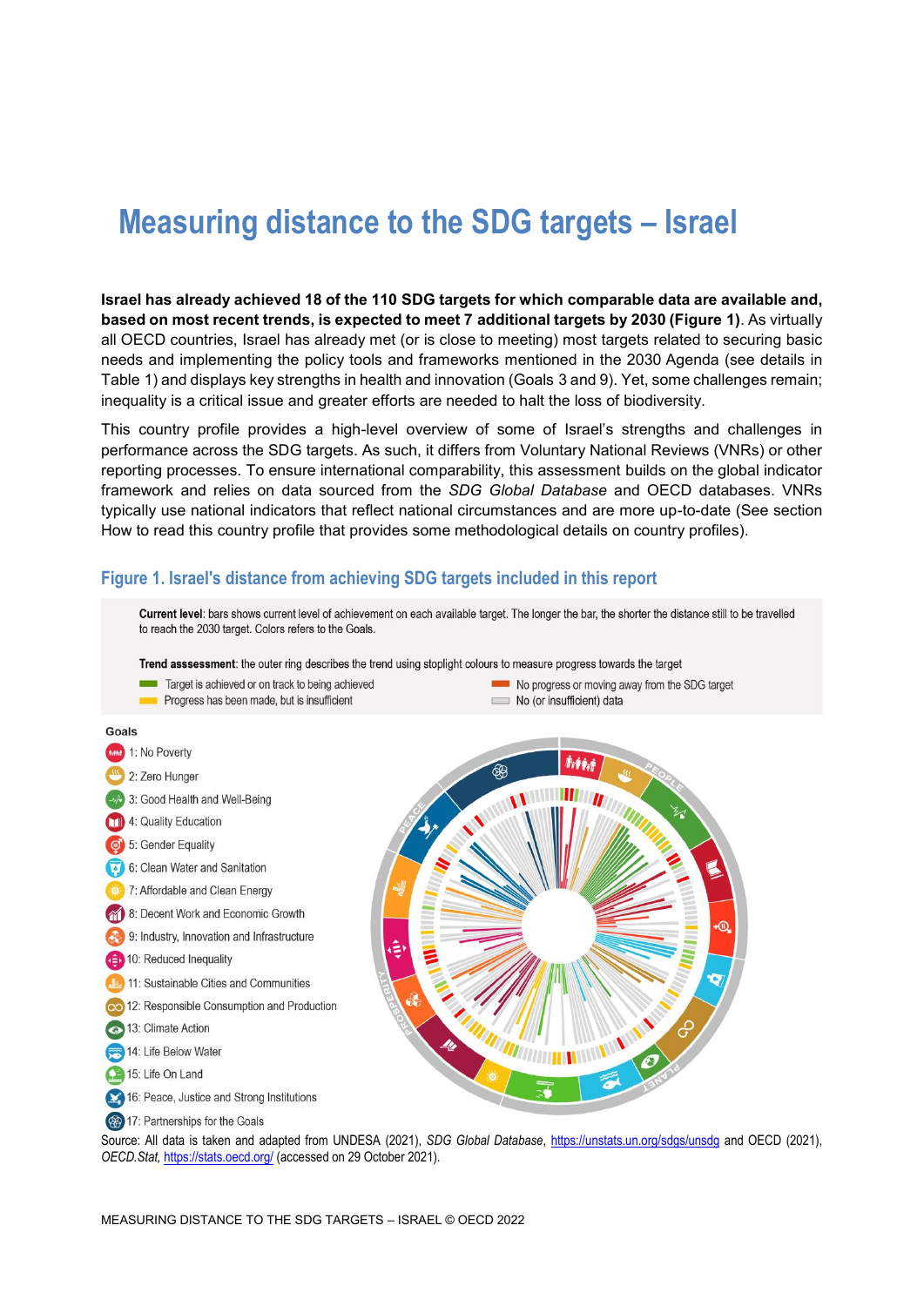# Measuring distance to the SDG targets – Israel

**Israel has already achieved 18 of the 110 SDG targets for which comparable data are available and, based on most recent trends, is expected to meet 7 additional targets by 2030 (Figure 1)**. As virtually all OECD countries, Israel has already met (or is close to meeting) most targets related to securing basic needs and implementing the policy tools and frameworks mentioned in the 2030 Agenda (see details in Table 1) and displays key strengths in health and innovation (Goals 3 and 9). Yet, some challenges remain; inequality is a critical issue and greater efforts are needed to halt the loss of biodiversity.

This country profile provides a high-level overview of some of Israel's strengths and challenges in performance across the SDG targets. As such, it differs from Voluntary National Reviews (VNRs) or other reporting processes. To ensure international comparability, this assessment builds on the global indicator framework and relies on data sourced from the *SDG Global Database* and OECD databases. VNRs typically use national indicators that reflect national circumstances and are more up-to-date (See section How to read this country profile that provides some methodological details on country profiles).

## Figure 1. Israel's distance from achieving SDG targets included in this report

**Current level**: bars shows current level of achievement on each available target. The longer the bar, the shorter the distance still to be travelled to reach the 2030 target. Colors refers to the Goals.

**Trend asssessment**: the outer ring describes the trend using stoplight colours to measure progress towards the target

- Target is achieved or on track to being achieved
- Progress has been made, but is insufficient
- No progress or moving away from the SDG target
- No (or insufficient) data

**Goals**

- 1: No Poverty
- 2: Zero Hunger
- 3: Good Health and Well-Being
- 4: Quality Education
- 5: Gender Equality
- 6: Clean Water and Sanitation
- 7: Affordable and Clean Energy
- 8: Decent Work and Economic Growth
- 9: Industry, Innovation and Infrastructure
- 10: Reduced Inequality
- 11: Sustainable Cities and Communities
- 12: Responsible Consumption and Production
- 13: Climate Action
- 14: Life Below Water
- 15: Life On Land
- 16: Peace, Justice and Strong Institutions
- 17: Partnerships for the Goals

Source: All data is taken and adapted from UNDESA (2021), *SDG Global Database*, https://unstats.un.org/sdgs/unsdg and OECD (2021), *OECD.Stat*, https://stats.oecd.org/ (accessed on 29 October 2021).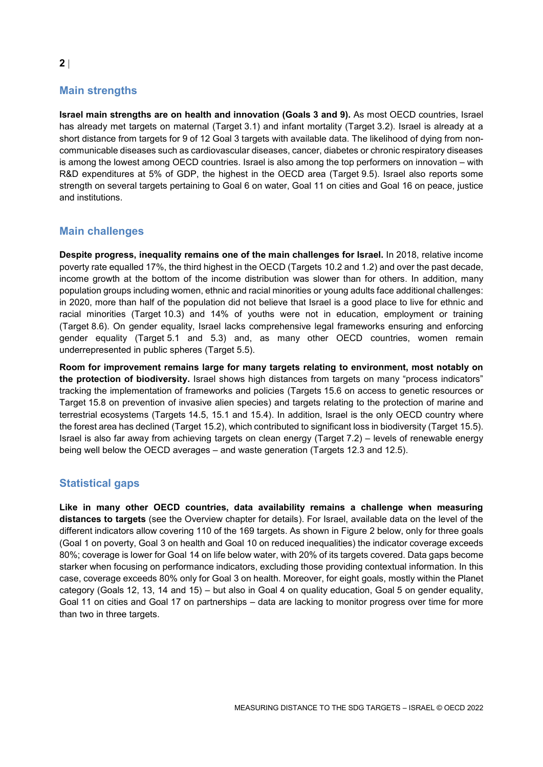## Main strengths

**Israel main strengths are on health and innovation (Goals 3 and 9).** As most OECD countries, Israel has already met targets on maternal (Target 3.1) and infant mortality (Target 3.2). Israel is already at a short distance from targets for 9 of 12 Goal 3 targets with available data. The likelihood of dying from non-communicable diseases such as cardiovascular diseases, cancer, diabetes or chronic respiratory diseases is among the lowest among OECD countries. Israel is also among the top performers on innovation – with R&D expenditures at 5% of GDP, the highest in the OECD area (Target 9.5). Israel also reports some strength on several targets pertaining to Goal 6 on water, Goal 11 on cities and Goal 16 on peace, justice and institutions.

## Main challenges

**Despite progress, inequality remains one of the main challenges for Israel.** In 2018, relative income poverty rate equalled 17%, the third highest in the OECD (Targets 10.2 and 1.2) and over the past decade, income growth at the bottom of the income distribution was slower than for others. In addition, many population groups including women, ethnic and racial minorities or young adults face additional challenges: in 2020, more than half of the population did not believe that Israel is a good place to live for ethnic and racial minorities (Target 10.3) and 14% of youths were not in education, employment or training (Target 8.6). On gender equality, Israel lacks comprehensive legal frameworks ensuring and enforcing gender equality (Target 5.1 and 5.3) and, as many other OECD countries, women remain underrepresented in public spheres (Target 5.5).

**Room for improvement remains large for many targets relating to environment, most notably on the protection of biodiversity.** Israel shows high distances from targets on many "process indicators" tracking the implementation of frameworks and policies (Targets 15.6 on access to genetic resources or Target 15.8 on prevention of invasive alien species) and targets relating to the protection of marine and terrestrial ecosystems (Targets 14.5, 15.1 and 15.4). In addition, Israel is the only OECD country where the forest area has declined (Target 15.2), which contributed to significant loss in biodiversity (Target 15.5). Israel is also far away from achieving targets on clean energy (Target 7.2) – levels of renewable energy being well below the OECD averages – and waste generation (Targets 12.3 and 12.5).

## Statistical gaps

**Like in many other OECD countries, data availability remains a challenge when measuring distances to targets** (see the Overview chapter for details). For Israel, available data on the level of the different indicators allow covering 110 of the 169 targets. As shown in Figure 2 below, only for three goals (Goal 1 on poverty, Goal 3 on health and Goal 10 on reduced inequalities) the indicator coverage exceeds 80%; coverage is lower for Goal 14 on life below water, with 20% of its targets covered. Data gaps become starker when focusing on performance indicators, excluding those providing contextual information. In this case, coverage exceeds 80% only for Goal 3 on health. Moreover, for eight goals, mostly within the Planet category (Goals 12, 13, 14 and 15) – but also in Goal 4 on quality education, Goal 5 on gender equality, Goal 11 on cities and Goal 17 on partnerships – data are lacking to monitor progress over time for more than two in three targets.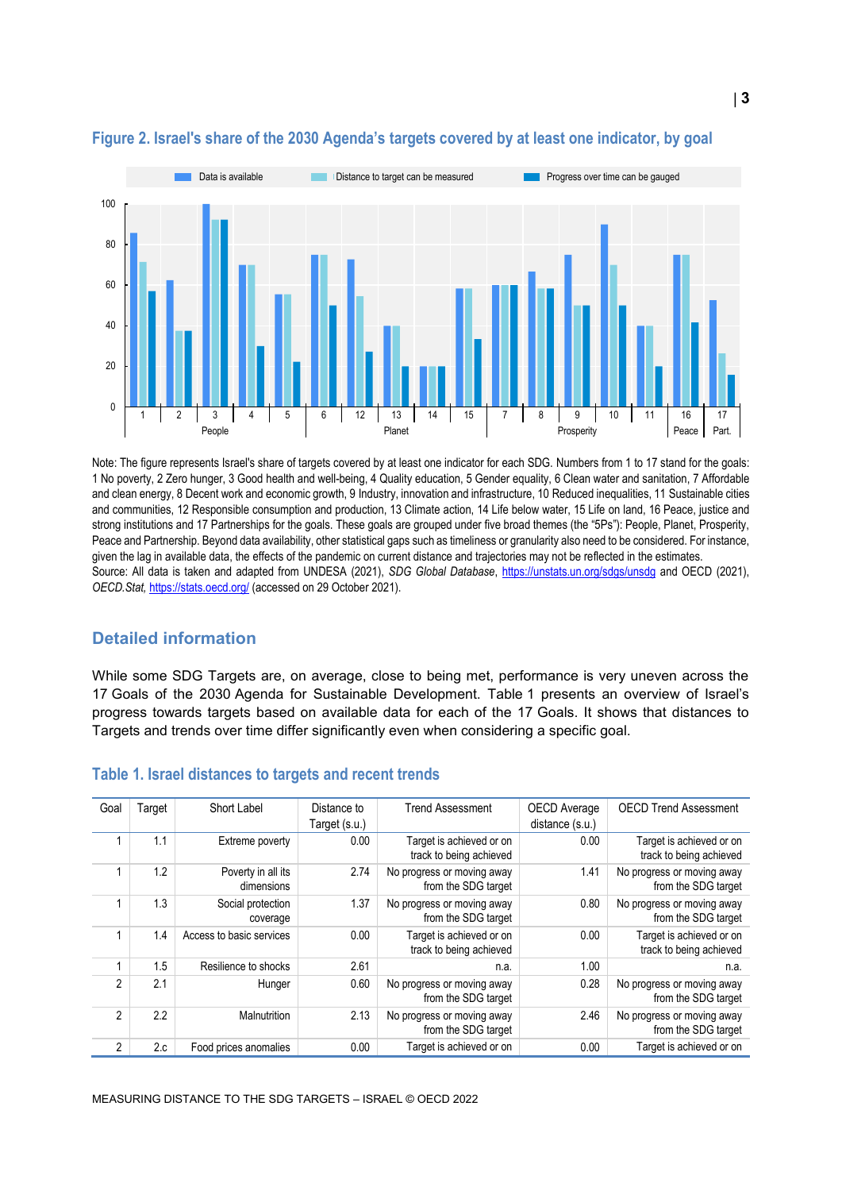### Figure 2. Israel's share of the 2030 Agenda's targets covered by at least one indicator, by goal

Note: The figure represents Israel's share of targets covered by at least one indicator for each SDG. Numbers from 1 to 17 stand for the goals: 1 No poverty, 2 Zero hunger, 3 Good health and well-being, 4 Quality education, 5 Gender equality, 6 Clean water and sanitation, 7 Affordable and clean energy, 8 Decent work and economic growth, 9 Industry, innovation and infrastructure, 10 Reduced inequalities, 11 Sustainable cities and communities, 12 Responsible consumption and production, 13 Climate action, 14 Life below water, 15 Life on land, 16 Peace, justice and strong institutions and 17 Partnerships for the goals. These goals are grouped under five broad themes (the "5Ps"): People, Planet, Prosperity, Peace and Partnership. Beyond data availability, other statistical gaps such as timeliness or granularity also need to be considered. For instance, given the lag in available data, the effects of the pandemic on current distance and trajectories may not be reflected in the estimates.

Source: All data is taken and adapted from UNDESA (2021), *SDG Global Database*, https://unstats.un.org/sdgs/unsdg and OECD (2021), *OECD.Stat*, https://stats.oecd.org/ (accessed on 29 October 2021).

## Detailed information

While some SDG Targets are, on average, close to being met, performance is very uneven across the 17 Goals of the 2030 Agenda for Sustainable Development. Table 1 presents an overview of Israel's progress towards targets based on available data for each of the 17 Goals. It shows that distances to Targets and trends over time differ significantly even when considering a specific goal.

### Table 1. Israel distances to targets and recent trends

| Goal | Target | Short Label | Distance to Target (s.u.) | Trend Assessment | OECD Average distance (s.u.) | OECD Trend Assessment |
|---|---|---|---|---|---|---|
| 1 | 1.1 | Extreme poverty | 0.00 | Target is achieved or on track to being achieved | 0.00 | Target is achieved or on track to being achieved |
| 1 | 1.2 | Poverty in all its dimensions | 2.74 | No progress or moving away from the SDG target | 1.41 | No progress or moving away from the SDG target |
| 1 | 1.3 | Social protection coverage | 1.37 | No progress or moving away from the SDG target | 0.80 | No progress or moving away from the SDG target |
| 1 | 1.4 | Access to basic services | 0.00 | Target is achieved or on track to being achieved | 0.00 | Target is achieved or on track to being achieved |
| 1 | 1.5 | Resilience to shocks | 2.61 | n.a. | 1.00 | n.a. |
| 2 | 2.1 | Hunger | 0.60 | No progress or moving away from the SDG target | 0.28 | No progress or moving away from the SDG target |
| 2 | 2.2 | Malnutrition | 2.13 | No progress or moving away from the SDG target | 2.46 | No progress or moving away from the SDG target |
| 2 | 2.c | Food prices anomalies | 0.00 | Target is achieved or on | 0.00 | Target is achieved or on |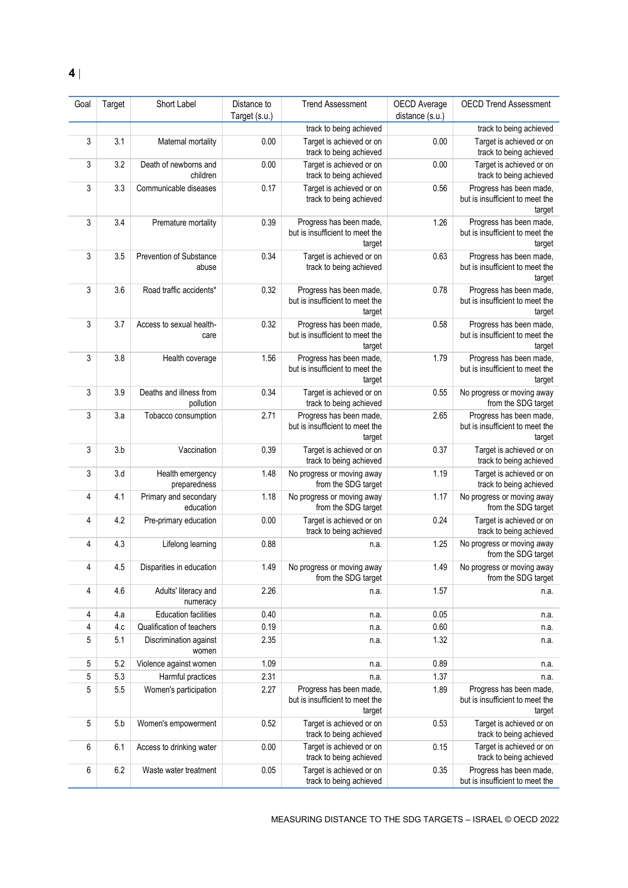| Goal | Target | Short Label | Distance to Target (s.u.) | Trend Assessment | OECD Average distance (s.u.) | OECD Trend Assessment |
|---|---|---|---|---|---|---|
| | | | | track to being achieved | | track to being achieved |
| 3 | 3.1 | Maternal mortality | 0.00 | Target is achieved or on track to being achieved | 0.00 | Target is achieved or on track to being achieved |
| 3 | 3.2 | Death of newborns and children | 0.00 | Target is achieved or on track to being achieved | 0.00 | Target is achieved or on track to being achieved |
| 3 | 3.3 | Communicable diseases | 0.17 | Target is achieved or on track to being achieved | 0.56 | Progress has been made, but is insufficient to meet the target |
| 3 | 3.4 | Premature mortality | 0.39 | Progress has been made, but is insufficient to meet the target | 1.26 | Progress has been made, but is insufficient to meet the target |
| 3 | 3.5 | Prevention of Substance abuse | 0.34 | Target is achieved or on track to being achieved | 0.63 | Progress has been made, but is insufficient to meet the target |
| 3 | 3.6 | Road traffic accidents* | 0.32 | Progress has been made, but is insufficient to meet the target | 0.78 | Progress has been made, but is insufficient to meet the target |
| 3 | 3.7 | Access to sexual health-care | 0.32 | Progress has been made, but is insufficient to meet the target | 0.58 | Progress has been made, but is insufficient to meet the target |
| 3 | 3.8 | Health coverage | 1.56 | Progress has been made, but is insufficient to meet the target | 1.79 | Progress has been made, but is insufficient to meet the target |
| 3 | 3.9 | Deaths and illness from pollution | 0.34 | Target is achieved or on track to being achieved | 0.55 | No progress or moving away from the SDG target |
| 3 | 3.a | Tobacco consumption | 2.71 | Progress has been made, but is insufficient to meet the target | 2.65 | Progress has been made, but is insufficient to meet the target |
| 3 | 3.b | Vaccination | 0.39 | Target is achieved or on track to being achieved | 0.37 | Target is achieved or on track to being achieved |
| 3 | 3.d | Health emergency preparedness | 1.48 | No progress or moving away from the SDG target | 1.19 | Target is achieved or on track to being achieved |
| 4 | 4.1 | Primary and secondary education | 1.18 | No progress or moving away from the SDG target | 1.17 | No progress or moving away from the SDG target |
| 4 | 4.2 | Pre-primary education | 0.00 | Target is achieved or on track to being achieved | 0.24 | Target is achieved or on track to being achieved |
| 4 | 4.3 | Lifelong learning | 0.88 | n.a. | 1.25 | No progress or moving away from the SDG target |
| 4 | 4.5 | Disparities in education | 1.49 | No progress or moving away from the SDG target | 1.49 | No progress or moving away from the SDG target |
| 4 | 4.6 | Adults' literacy and numeracy | 2.26 | n.a. | 1.57 | n.a. |
| 4 | 4.a | Education facilities | 0.40 | n.a. | 0.05 | n.a. |
| 4 | 4.c | Qualification of teachers | 0.19 | n.a. | 0.60 | n.a. |
| 5 | 5.1 | Discrimination against women | 2.35 | n.a. | 1.32 | n.a. |
| 5 | 5.2 | Violence against women | 1.09 | n.a. | 0.89 | n.a. |
| 5 | 5.3 | Harmful practices | 2.31 | n.a. | 1.37 | n.a. |
| 5 | 5.5 | Women's participation | 2.27 | Progress has been made, but is insufficient to meet the target | 1.89 | Progress has been made, but is insufficient to meet the target |
| 5 | 5.b | Women's empowerment | 0.52 | Target is achieved or on track to being achieved | 0.53 | Target is achieved or on track to being achieved |
| 6 | 6.1 | Access to drinking water | 0.00 | Target is achieved or on track to being achieved | 0.15 | Target is achieved or on track to being achieved |
| 6 | 6.2 | Waste water treatment | 0.05 | Target is achieved or on track to being achieved | 0.35 | Progress has been made, but is insufficient to meet the |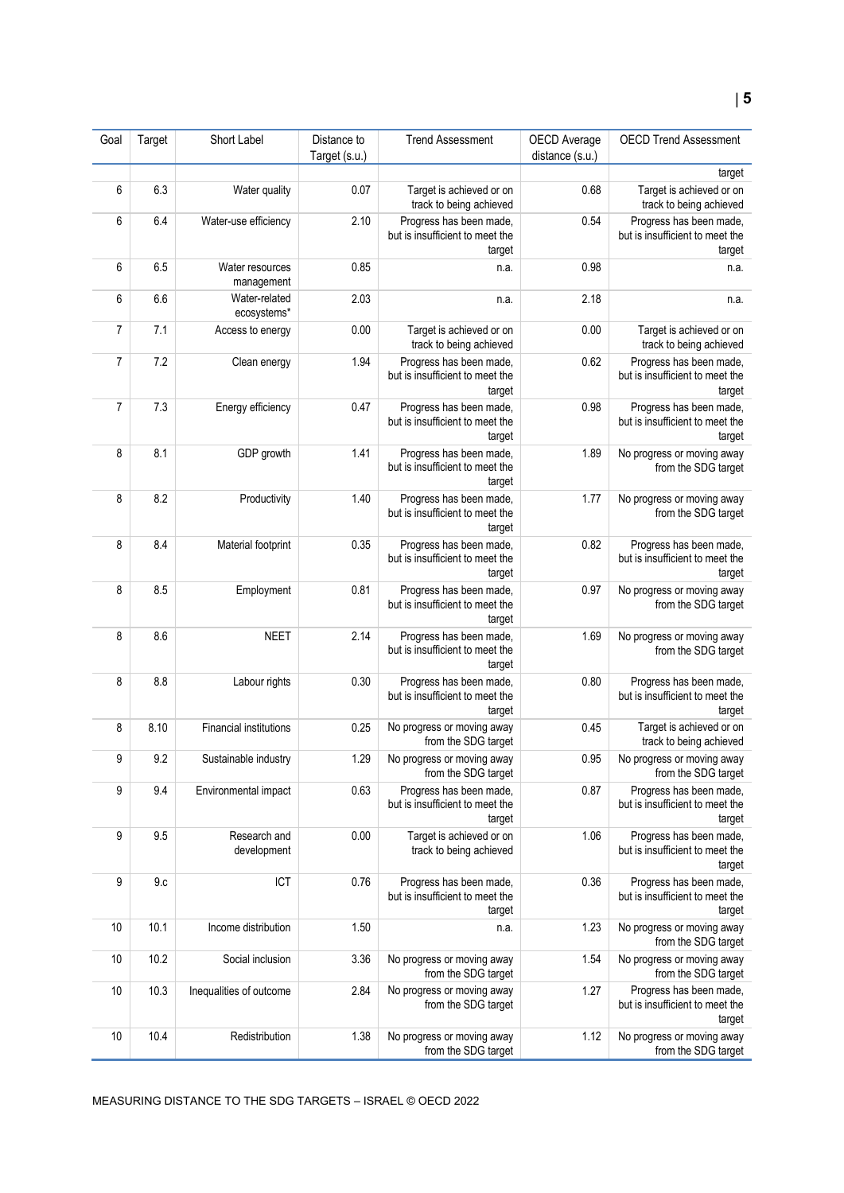| Goal | Target | Short Label | Distance to Target (s.u.) | Trend Assessment | OECD Average distance (s.u.) | OECD Trend Assessment |
|---|---|---|---|---|---|---|
| | | | | | | target |
| 6 | 6.3 | Water quality | 0.07 | Target is achieved or on track to being achieved | 0.68 | Target is achieved or on track to being achieved |
| 6 | 6.4 | Water-use efficiency | 2.10 | Progress has been made, but is insufficient to meet the target | 0.54 | Progress has been made, but is insufficient to meet the target |
| 6 | 6.5 | Water resources management | 0.85 | n.a. | 0.98 | n.a. |
| 6 | 6.6 | Water-related ecosystems* | 2.03 | n.a. | 2.18 | n.a. |
| 7 | 7.1 | Access to energy | 0.00 | Target is achieved or on track to being achieved | 0.00 | Target is achieved or on track to being achieved |
| 7 | 7.2 | Clean energy | 1.94 | Progress has been made, but is insufficient to meet the target | 0.62 | Progress has been made, but is insufficient to meet the target |
| 7 | 7.3 | Energy efficiency | 0.47 | Progress has been made, but is insufficient to meet the target | 0.98 | Progress has been made, but is insufficient to meet the target |
| 8 | 8.1 | GDP growth | 1.41 | Progress has been made, but is insufficient to meet the target | 1.89 | No progress or moving away from the SDG target |
| 8 | 8.2 | Productivity | 1.40 | Progress has been made, but is insufficient to meet the target | 1.77 | No progress or moving away from the SDG target |
| 8 | 8.4 | Material footprint | 0.35 | Progress has been made, but is insufficient to meet the target | 0.82 | Progress has been made, but is insufficient to meet the target |
| 8 | 8.5 | Employment | 0.81 | Progress has been made, but is insufficient to meet the target | 0.97 | No progress or moving away from the SDG target |
| 8 | 8.6 | NEET | 2.14 | Progress has been made, but is insufficient to meet the target | 1.69 | No progress or moving away from the SDG target |
| 8 | 8.8 | Labour rights | 0.30 | Progress has been made, but is insufficient to meet the target | 0.80 | Progress has been made, but is insufficient to meet the target |
| 8 | 8.10 | Financial institutions | 0.25 | No progress or moving away from the SDG target | 0.45 | Target is achieved or on track to being achieved |
| 9 | 9.2 | Sustainable industry | 1.29 | No progress or moving away from the SDG target | 0.95 | No progress or moving away from the SDG target |
| 9 | 9.4 | Environmental impact | 0.63 | Progress has been made, but is insufficient to meet the target | 0.87 | Progress has been made, but is insufficient to meet the target |
| 9 | 9.5 | Research and development | 0.00 | Target is achieved or on track to being achieved | 1.06 | Progress has been made, but is insufficient to meet the target |
| 9 | 9.c | ICT | 0.76 | Progress has been made, but is insufficient to meet the target | 0.36 | Progress has been made, but is insufficient to meet the target |
| 10 | 10.1 | Income distribution | 1.50 | n.a. | 1.23 | No progress or moving away from the SDG target |
| 10 | 10.2 | Social inclusion | 3.36 | No progress or moving away from the SDG target | 1.54 | No progress or moving away from the SDG target |
| 10 | 10.3 | Inequalities of outcome | 2.84 | No progress or moving away from the SDG target | 1.27 | Progress has been made, but is insufficient to meet the target |
| 10 | 10.4 | Redistribution | 1.38 | No progress or moving away from the SDG target | 1.12 | No progress or moving away from the SDG target |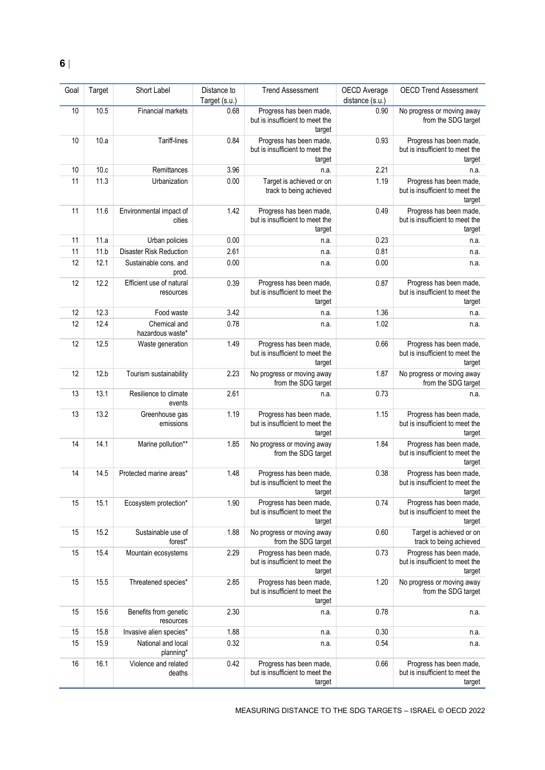| Goal | Target | Short Label | Distance to Target (s.u.) | Trend Assessment | OECD Average distance (s.u.) | OECD Trend Assessment |
|---|---|---|---|---|---|---|
| 10 | 10.5 | Financial markets | 0.68 | Progress has been made, but is insufficient to meet the target | 0.90 | No progress or moving away from the SDG target |
| 10 | 10.a | Tariff-lines | 0.84 | Progress has been made, but is insufficient to meet the target | 0.93 | Progress has been made, but is insufficient to meet the target |
| 10 | 10.c | Remittances | 3.96 | n.a. | 2.21 | n.a. |
| 11 | 11.3 | Urbanization | 0.00 | Target is achieved or on track to being achieved | 1.19 | Progress has been made, but is insufficient to meet the target |
| 11 | 11.6 | Environmental impact of cities | 1.42 | Progress has been made, but is insufficient to meet the target | 0.49 | Progress has been made, but is insufficient to meet the target |
| 11 | 11.a | Urban policies | 0.00 | n.a. | 0.23 | n.a. |
| 11 | 11.b | Disaster Risk Reduction | 2.61 | n.a. | 0.81 | n.a. |
| 12 | 12.1 | Sustainable cons. and prod. | 0.00 | n.a. | 0.00 | n.a. |
| 12 | 12.2 | Efficient use of natural resources | 0.39 | Progress has been made, but is insufficient to meet the target | 0.87 | Progress has been made, but is insufficient to meet the target |
| 12 | 12.3 | Food waste | 3.42 | n.a. | 1.36 | n.a. |
| 12 | 12.4 | Chemical and hazardous waste* | 0.78 | n.a. | 1.02 | n.a. |
| 12 | 12.5 | Waste generation | 1.49 | Progress has been made, but is insufficient to meet the target | 0.66 | Progress has been made, but is insufficient to meet the target |
| 12 | 12.b | Tourism sustainability | 2.23 | No progress or moving away from the SDG target | 1.87 | No progress or moving away from the SDG target |
| 13 | 13.1 | Resilience to climate events | 2.61 | n.a. | 0.73 | n.a. |
| 13 | 13.2 | Greenhouse gas emissions | 1.19 | Progress has been made, but is insufficient to meet the target | 1.15 | Progress has been made, but is insufficient to meet the target |
| 14 | 14.1 | Marine pollution** | 1.85 | No progress or moving away from the SDG target | 1.84 | Progress has been made, but is insufficient to meet the target |
| 14 | 14.5 | Protected marine areas* | 1.48 | Progress has been made, but is insufficient to meet the target | 0.38 | Progress has been made, but is insufficient to meet the target |
| 15 | 15.1 | Ecosystem protection* | 1.90 | Progress has been made, but is insufficient to meet the target | 0.74 | Progress has been made, but is insufficient to meet the target |
| 15 | 15.2 | Sustainable use of forest* | 1.88 | No progress or moving away from the SDG target | 0.60 | Target is achieved or on track to being achieved |
| 15 | 15.4 | Mountain ecosystems | 2.29 | Progress has been made, but is insufficient to meet the target | 0.73 | Progress has been made, but is insufficient to meet the target |
| 15 | 15.5 | Threatened species* | 2.85 | Progress has been made, but is insufficient to meet the target | 1.20 | No progress or moving away from the SDG target |
| 15 | 15.6 | Benefits from genetic resources | 2.30 | n.a. | 0.78 | n.a. |
| 15 | 15.8 | Invasive alien species* | 1.88 | n.a. | 0.30 | n.a. |
| 15 | 15.9 | National and local planning* | 0.32 | n.a. | 0.54 | n.a. |
| 16 | 16.1 | Violence and related deaths | 0.42 | Progress has been made, but is insufficient to meet the target | 0.66 | Progress has been made, but is insufficient to meet the target |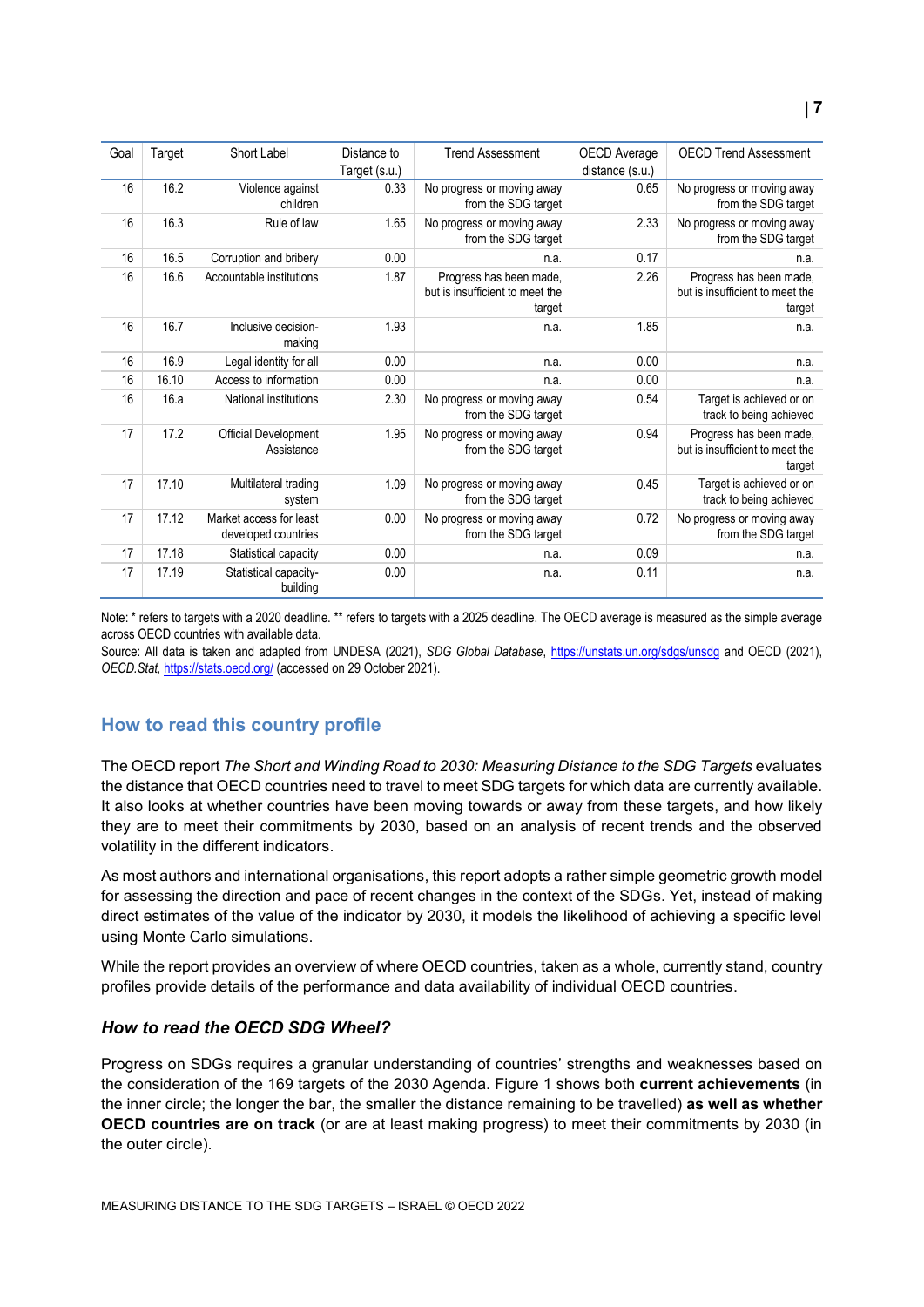| Goal | Target | Short Label | Distance to Target (s.u.) | Trend Assessment | OECD Average distance (s.u.) | OECD Trend Assessment |
|---|---|---|---|---|---|---|
| 16 | 16.2 | Violence against children | 0.33 | No progress or moving away from the SDG target | 0.65 | No progress or moving away from the SDG target |
| 16 | 16.3 | Rule of law | 1.65 | No progress or moving away from the SDG target | 2.33 | No progress or moving away from the SDG target |
| 16 | 16.5 | Corruption and bribery | 0.00 | n.a. | 0.17 | n.a. |
| 16 | 16.6 | Accountable institutions | 1.87 | Progress has been made, but is insufficient to meet the target | 2.26 | Progress has been made, but is insufficient to meet the target |
| 16 | 16.7 | Inclusive decision-making | 1.93 | n.a. | 1.85 | n.a. |
| 16 | 16.9 | Legal identity for all | 0.00 | n.a. | 0.00 | n.a. |
| 16 | 16.10 | Access to information | 0.00 | n.a. | 0.00 | n.a. |
| 16 | 16.a | National institutions | 2.30 | No progress or moving away from the SDG target | 0.54 | Target is achieved or on track to being achieved |
| 17 | 17.2 | Official Development Assistance | 1.95 | No progress or moving away from the SDG target | 0.94 | Progress has been made, but is insufficient to meet the target |
| 17 | 17.10 | Multilateral trading system | 1.09 | No progress or moving away from the SDG target | 0.45 | Target is achieved or on track to being achieved |
| 17 | 17.12 | Market access for least developed countries | 0.00 | No progress or moving away from the SDG target | 0.72 | No progress or moving away from the SDG target |
| 17 | 17.18 | Statistical capacity | 0.00 | n.a. | 0.09 | n.a. |
| 17 | 17.19 | Statistical capacity-building | 0.00 | n.a. | 0.11 | n.a. |

Note: * refers to targets with a 2020 deadline. ** refers to targets with a 2025 deadline. The OECD average is measured as the simple average across OECD countries with available data.

Source: All data is taken and adapted from UNDESA (2021), *SDG Global Database*, https://unstats.un.org/sdgs/unsdg and OECD (2021), *OECD.Stat*, https://stats.oecd.org/ (accessed on 29 October 2021).

## How to read this country profile

The OECD report *The Short and Winding Road to 2030: Measuring Distance to the SDG Targets* evaluates the distance that OECD countries need to travel to meet SDG targets for which data are currently available. It also looks at whether countries have been moving towards or away from these targets, and how likely they are to meet their commitments by 2030, based on an analysis of recent trends and the observed volatility in the different indicators.

As most authors and international organisations, this report adopts a rather simple geometric growth model for assessing the direction and pace of recent changes in the context of the SDGs. Yet, instead of making direct estimates of the value of the indicator by 2030, it models the likelihood of achieving a specific level using Monte Carlo simulations.

While the report provides an overview of where OECD countries, taken as a whole, currently stand, country profiles provide details of the performance and data availability of individual OECD countries.

### *How to read the OECD SDG Wheel?*

Progress on SDGs requires a granular understanding of countries' strengths and weaknesses based on the consideration of the 169 targets of the 2030 Agenda. Figure 1 shows both **current achievements** (in the inner circle; the longer the bar, the smaller the distance remaining to be travelled) **as well as whether OECD countries are on track** (or are at least making progress) to meet their commitments by 2030 (in the outer circle).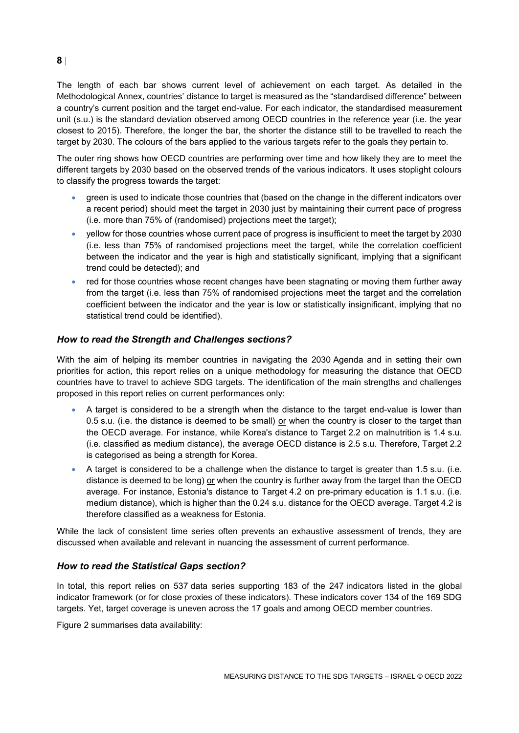The length of each bar shows current level of achievement on each target. As detailed in the Methodological Annex, countries' distance to target is measured as the "standardised difference" between a country's current position and the target end-value. For each indicator, the standardised measurement unit (s.u.) is the standard deviation observed among OECD countries in the reference year (i.e. the year closest to 2015). Therefore, the longer the bar, the shorter the distance still to be travelled to reach the target by 2030. The colours of the bars applied to the various targets refer to the goals they pertain to.

The outer ring shows how OECD countries are performing over time and how likely they are to meet the different targets by 2030 based on the observed trends of the various indicators. It uses stoplight colours to classify the progress towards the target:

- green is used to indicate those countries that (based on the change in the different indicators over a recent period) should meet the target in 2030 just by maintaining their current pace of progress (i.e. more than 75% of (randomised) projections meet the target);
- yellow for those countries whose current pace of progress is insufficient to meet the target by 2030 (i.e. less than 75% of randomised projections meet the target, while the correlation coefficient between the indicator and the year is high and statistically significant, implying that a significant trend could be detected); and
- red for those countries whose recent changes have been stagnating or moving them further away from the target (i.e. less than 75% of randomised projections meet the target and the correlation coefficient between the indicator and the year is low or statistically insignificant, implying that no statistical trend could be identified).

### *How to read the Strength and Challenges sections?*

With the aim of helping its member countries in navigating the 2030 Agenda and in setting their own priorities for action, this report relies on a unique methodology for measuring the distance that OECD countries have to travel to achieve SDG targets. The identification of the main strengths and challenges proposed in this report relies on current performances only:

- A target is considered to be a strength when the distance to the target end-value is lower than 0.5 s.u. (i.e. the distance is deemed to be small) or when the country is closer to the target than the OECD average. For instance, while Korea's distance to Target 2.2 on malnutrition is 1.4 s.u. (i.e. classified as medium distance), the average OECD distance is 2.5 s.u. Therefore, Target 2.2 is categorised as being a strength for Korea.
- A target is considered to be a challenge when the distance to target is greater than 1.5 s.u. (i.e. distance is deemed to be long) or when the country is further away from the target than the OECD average. For instance, Estonia's distance to Target 4.2 on pre-primary education is 1.1 s.u. (i.e. medium distance), which is higher than the 0.24 s.u. distance for the OECD average. Target 4.2 is therefore classified as a weakness for Estonia.

While the lack of consistent time series often prevents an exhaustive assessment of trends, they are discussed when available and relevant in nuancing the assessment of current performance.

### *How to read the Statistical Gaps section?*

In total, this report relies on 537 data series supporting 183 of the 247 indicators listed in the global indicator framework (or for close proxies of these indicators). These indicators cover 134 of the 169 SDG targets. Yet, target coverage is uneven across the 17 goals and among OECD member countries.

Figure 2 summarises data availability: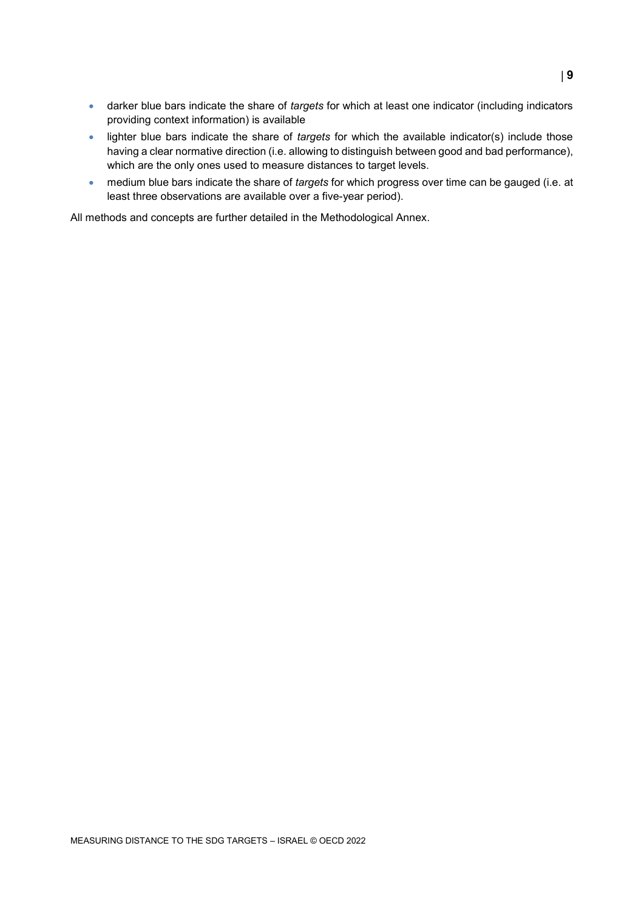- darker blue bars indicate the share of *targets* for which at least one indicator (including indicators providing context information) is available
- lighter blue bars indicate the share of *targets* for which the available indicator(s) include those having a clear normative direction (i.e. allowing to distinguish between good and bad performance), which are the only ones used to measure distances to target levels.
- medium blue bars indicate the share of *targets* for which progress over time can be gauged (i.e. at least three observations are available over a five-year period).

All methods and concepts are further detailed in the Methodological Annex.